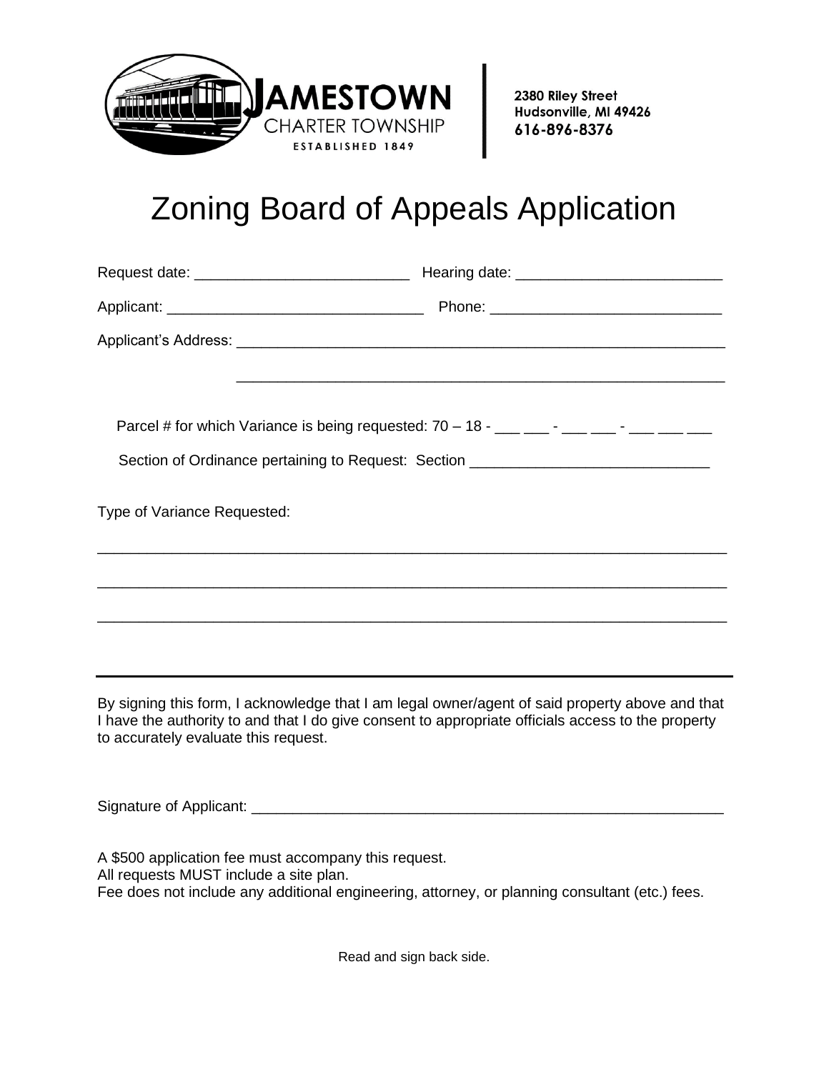**JAMESTOWN**
CHARTER TOWNSHIP
ESTABLISHED 1849

2380 Riley Street
Hudsonville, MI 49426
616-896-8376

# Zoning Board of Appeals Application

Request date: _________________________ Hearing date: ________________________

Applicant: ______________________________ Phone: ___________________________

Applicant's Address: ___________________________________________________________

___________________________________________________________

Parcel # for which Variance is being requested: 70 – 18 - ___ ___ - ___ ___ - ___ ___ ___

Section of Ordinance pertaining to Request: Section ____________________________

Type of Variance Requested:

_____________________________________________________________________________

_____________________________________________________________________________

_____________________________________________________________________________

---

By signing this form, I acknowledge that I am legal owner/agent of said property above and that I have the authority to and that I do give consent to appropriate officials access to the property to accurately evaluate this request.

Signature of Applicant: ___________________________________________________________

A $500 application fee must accompany this request.
All requests MUST include a site plan.
Fee does not include any additional engineering, attorney, or planning consultant (etc.) fees.

Read and sign back side.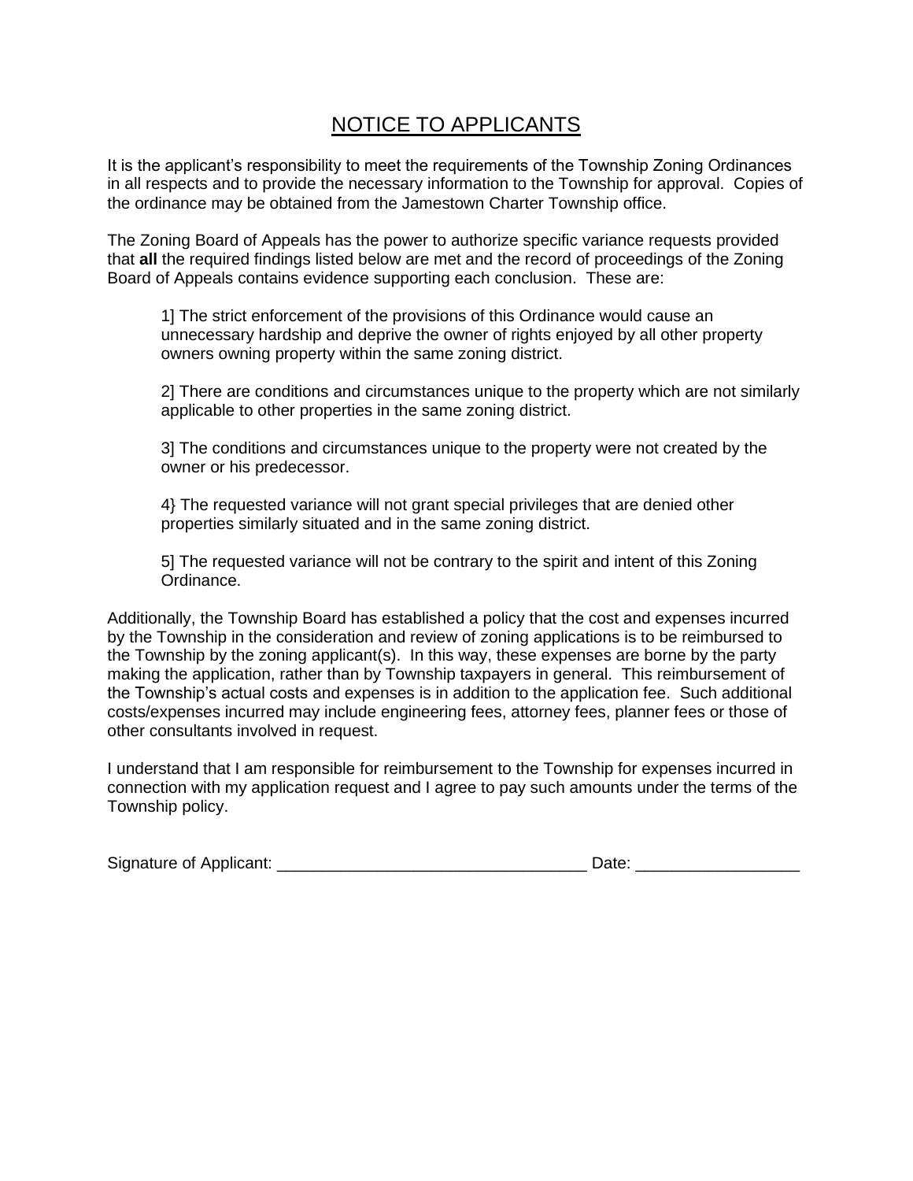# NOTICE TO APPLICANTS

It is the applicant's responsibility to meet the requirements of the Township Zoning Ordinances in all respects and to provide the necessary information to the Township for approval. Copies of the ordinance may be obtained from the Jamestown Charter Township office.

The Zoning Board of Appeals has the power to authorize specific variance requests provided that **all** the required findings listed below are met and the record of proceedings of the Zoning Board of Appeals contains evidence supporting each conclusion. These are:

> 1] The strict enforcement of the provisions of this Ordinance would cause an unnecessary hardship and deprive the owner of rights enjoyed by all other property owners owning property within the same zoning district.
>
> 2] There are conditions and circumstances unique to the property which are not similarly applicable to other properties in the same zoning district.
>
> 3] The conditions and circumstances unique to the property were not created by the owner or his predecessor.
>
> 4} The requested variance will not grant special privileges that are denied other properties similarly situated and in the same zoning district.
>
> 5] The requested variance will not be contrary to the spirit and intent of this Zoning Ordinance.

Additionally, the Township Board has established a policy that the cost and expenses incurred by the Township in the consideration and review of zoning applications is to be reimbursed to the Township by the zoning applicant(s). In this way, these expenses are borne by the party making the application, rather than by Township taxpayers in general. This reimbursement of the Township's actual costs and expenses is in addition to the application fee. Such additional costs/expenses incurred may include engineering fees, attorney fees, planner fees or those of other consultants involved in request.

I understand that I am responsible for reimbursement to the Township for expenses incurred in connection with my application request and I agree to pay such amounts under the terms of the Township policy.

Signature of Applicant: _________________________________ Date: _________________